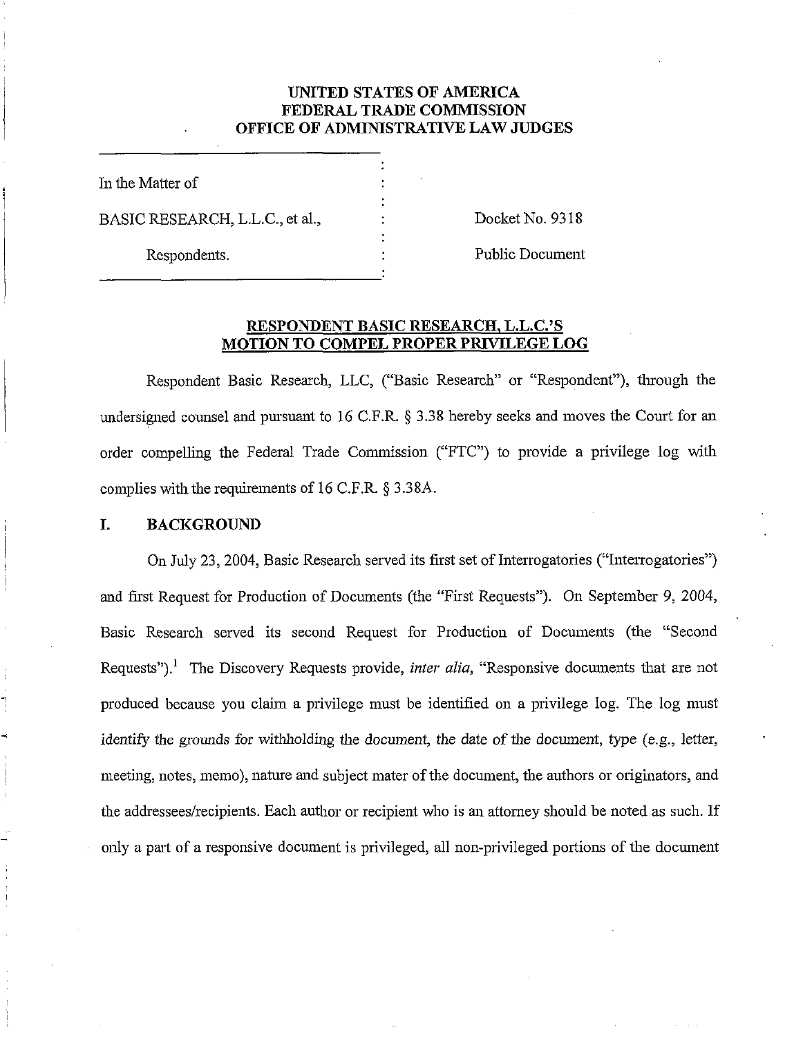**UNITED STATES OF AMERICA**
**FEDERAL TRADE COMMISSION**
**OFFICE OF ADMINISTRATIVE LAW JUDGES**

| | |
|---|---|
| In the Matter of | |
| BASIC RESEARCH, L.L.C., et al., | Docket No. 9318 |
| Respondents. | Public Document |

## RESPONDENT BASIC RESEARCH, L.L.C.'S MOTION TO COMPEL PROPER PRIVILEGE LOG

Respondent Basic Research, LLC, ("Basic Research" or "Respondent"), through the undersigned counsel and pursuant to 16 C.F.R. § 3.38 hereby seeks and moves the Court for an order compelling the Federal Trade Commission ("FTC") to provide a privilege log with complies with the requirements of 16 C.F.R. § 3.38A.

## I. BACKGROUND

On July 23, 2004, Basic Research served its first set of Interrogatories ("Interrogatories") and first Request for Production of Documents (the "First Requests"). On September 9, 2004, Basic Research served its second Request for Production of Documents (the "Second Requests").[1] The Discovery Requests provide, *inter alia*, "Responsive documents that are not produced because you claim a privilege must be identified on a privilege log. The log must identify the grounds for withholding the document, the date of the document, type (e.g., letter, meeting, notes, memo), nature and subject mater of the document, the authors or originators, and the addressees/recipients. Each author or recipient who is an attorney should be noted as such. If only a part of a responsive document is privileged, all non-privileged portions of the document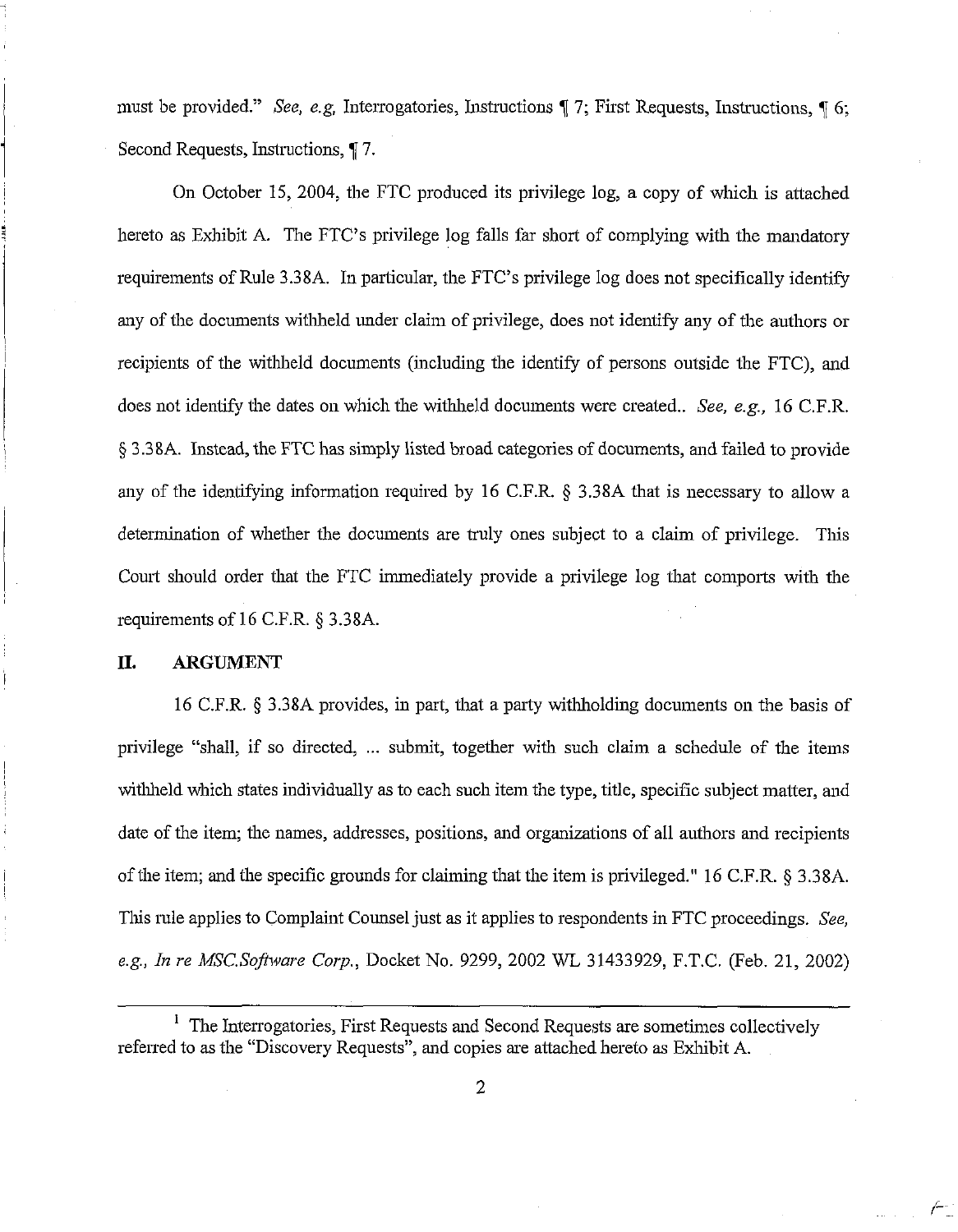must be provided." *See, e.g,* Interrogatories, Instructions ¶ 7; First Requests, Instructions, ¶ 6; Second Requests, Instructions, ¶ 7.

On October 15, 2004, the FTC produced its privilege log, a copy of which is attached hereto as Exhibit A. The FTC's privilege log falls far short of complying with the mandatory requirements of Rule 3.38A. In particular, the FTC's privilege log does not specifically identify any of the documents withheld under claim of privilege, does not identify any of the authors or recipients of the withheld documents (including the identify of persons outside the FTC), and does not identify the dates on which the withheld documents were created.. *See, e.g.,* 16 C.F.R. § 3.38A. Instead, the FTC has simply listed broad categories of documents, and failed to provide any of the identifying information required by 16 C.F.R. § 3.38A that is necessary to allow a determination of whether the documents are truly ones subject to a claim of privilege. This Court should order that the FTC immediately provide a privilege log that comports with the requirements of 16 C.F.R. § 3.38A.

## II. ARGUMENT

16 C.F.R. § 3.38A provides, in part, that a party withholding documents on the basis of privilege "shall, if so directed, ... submit, together with such claim a schedule of the items withheld which states individually as to each such item the type, title, specific subject matter, and date of the item; the names, addresses, positions, and organizations of all authors and recipients of the item; and the specific grounds for claiming that the item is privileged." 16 C.F.R. § 3.38A. This rule applies to Complaint Counsel just as it applies to respondents in FTC proceedings. *See, e.g., In re MSC.Software Corp.,* Docket No. 9299, 2002 WL 31433929, F.T.C. (Feb. 21, 2002)

---

[1] The Interrogatories, First Requests and Second Requests are sometimes collectively referred to as the "Discovery Requests", and copies are attached hereto as Exhibit A.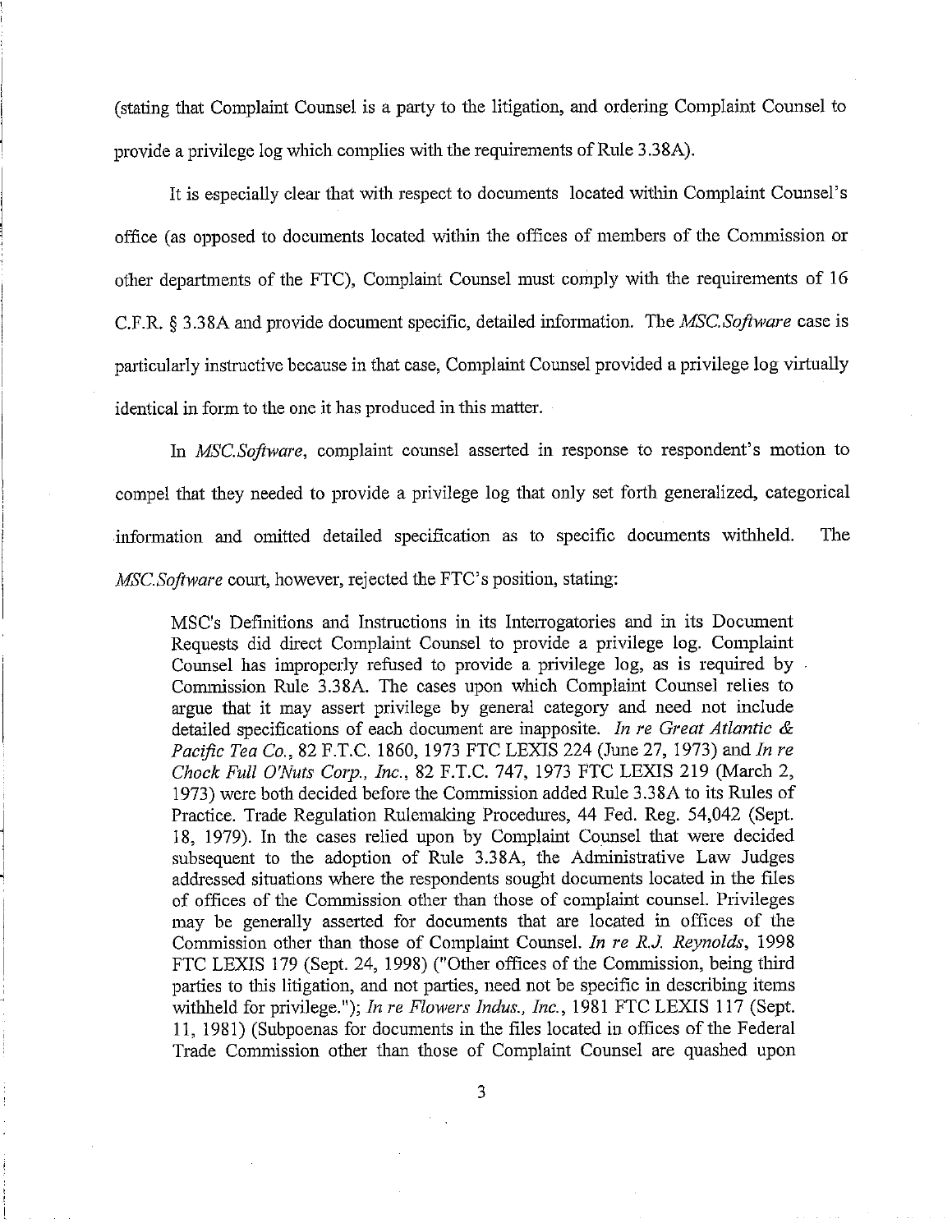(stating that Complaint Counsel is a party to the litigation, and ordering Complaint Counsel to provide a privilege log which complies with the requirements of Rule 3.38A).

It is especially clear that with respect to documents located within Complaint Counsel's office (as opposed to documents located within the offices of members of the Commission or other departments of the FTC), Complaint Counsel must comply with the requirements of 16 C.F.R. § 3.38A and provide document specific, detailed information. The *MSC.Software* case is particularly instructive because in that case, Complaint Counsel provided a privilege log virtually identical in form to the one it has produced in this matter.

In *MSC.Software*, complaint counsel asserted in response to respondent's motion to compel that they needed to provide a privilege log that only set forth generalized, categorical information and omitted detailed specification as to specific documents withheld. The *MSC.Software* court, however, rejected the FTC's position, stating:

> MSC's Definitions and Instructions in its Interrogatories and in its Document Requests did direct Complaint Counsel to provide a privilege log. Complaint Counsel has improperly refused to provide a privilege log, as is required by Commission Rule 3.38A. The cases upon which Complaint Counsel relies to argue that it may assert privilege by general category and need not include detailed specifications of each document are inapposite. *In re Great Atlantic & Pacific Tea Co.*, 82 F.T.C. 1860, 1973 FTC LEXIS 224 (June 27, 1973) and *In re Chock Full O'Nuts Corp., Inc.*, 82 F.T.C. 747, 1973 FTC LEXIS 219 (March 2, 1973) were both decided before the Commission added Rule 3.38A to its Rules of Practice. Trade Regulation Rulemaking Procedures, 44 Fed. Reg. 54,042 (Sept. 18, 1979). In the cases relied upon by Complaint Counsel that were decided subsequent to the adoption of Rule 3.38A, the Administrative Law Judges addressed situations where the respondents sought documents located in the files of offices of the Commission other than those of complaint counsel. Privileges may be generally asserted for documents that are located in offices of the Commission other than those of Complaint Counsel. *In re R.J. Reynolds*, 1998 FTC LEXIS 179 (Sept. 24, 1998) ("Other offices of the Commission, being third parties to this litigation, and not parties, need not be specific in describing items withheld for privilege."); *In re Flowers Indus., Inc.*, 1981 FTC LEXIS 117 (Sept. 11, 1981) (Subpoenas for documents in the files located in offices of the Federal Trade Commission other than those of Complaint Counsel are quashed upon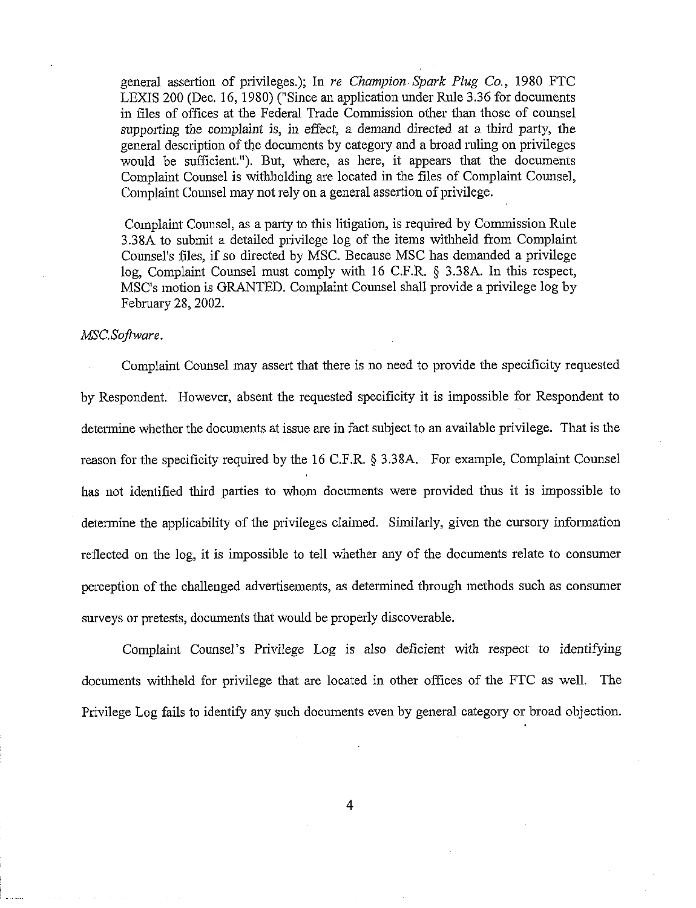general assertion of privileges.); In *re Champion Spark Plug Co.*, 1980 FTC LEXIS 200 (Dec. 16, 1980) ("Since an application under Rule 3.36 for documents in files of offices at the Federal Trade Commission other than those of counsel supporting the complaint is, in effect, a demand directed at a third party, the general description of the documents by category and a broad ruling on privileges would be sufficient."). But, where, as here, it appears that the documents Complaint Counsel is withholding are located in the files of Complaint Counsel, Complaint Counsel may not rely on a general assertion of privilege.

Complaint Counsel, as a party to this litigation, is required by Commission Rule 3.38A to submit a detailed privilege log of the items withheld from Complaint Counsel's files, if so directed by MSC. Because MSC has demanded a privilege log, Complaint Counsel must comply with 16 C.F.R. § 3.38A. In this respect, MSC's motion is GRANTED. Complaint Counsel shall provide a privilege log by February 28, 2002.

*MSC.Software*.

Complaint Counsel may assert that there is no need to provide the specificity requested by Respondent. However, absent the requested specificity it is impossible for Respondent to determine whether the documents at issue are in fact subject to an available privilege. That is the reason for the specificity required by the 16 C.F.R. § 3.38A. For example, Complaint Counsel has not identified third parties to whom documents were provided thus it is impossible to determine the applicability of the privileges claimed. Similarly, given the cursory information reflected on the log, it is impossible to tell whether any of the documents relate to consumer perception of the challenged advertisements, as determined through methods such as consumer surveys or pretests, documents that would be properly discoverable.

Complaint Counsel's Privilege Log is also deficient with respect to identifying documents withheld for privilege that are located in other offices of the FTC as well. The Privilege Log fails to identify any such documents even by general category or broad objection.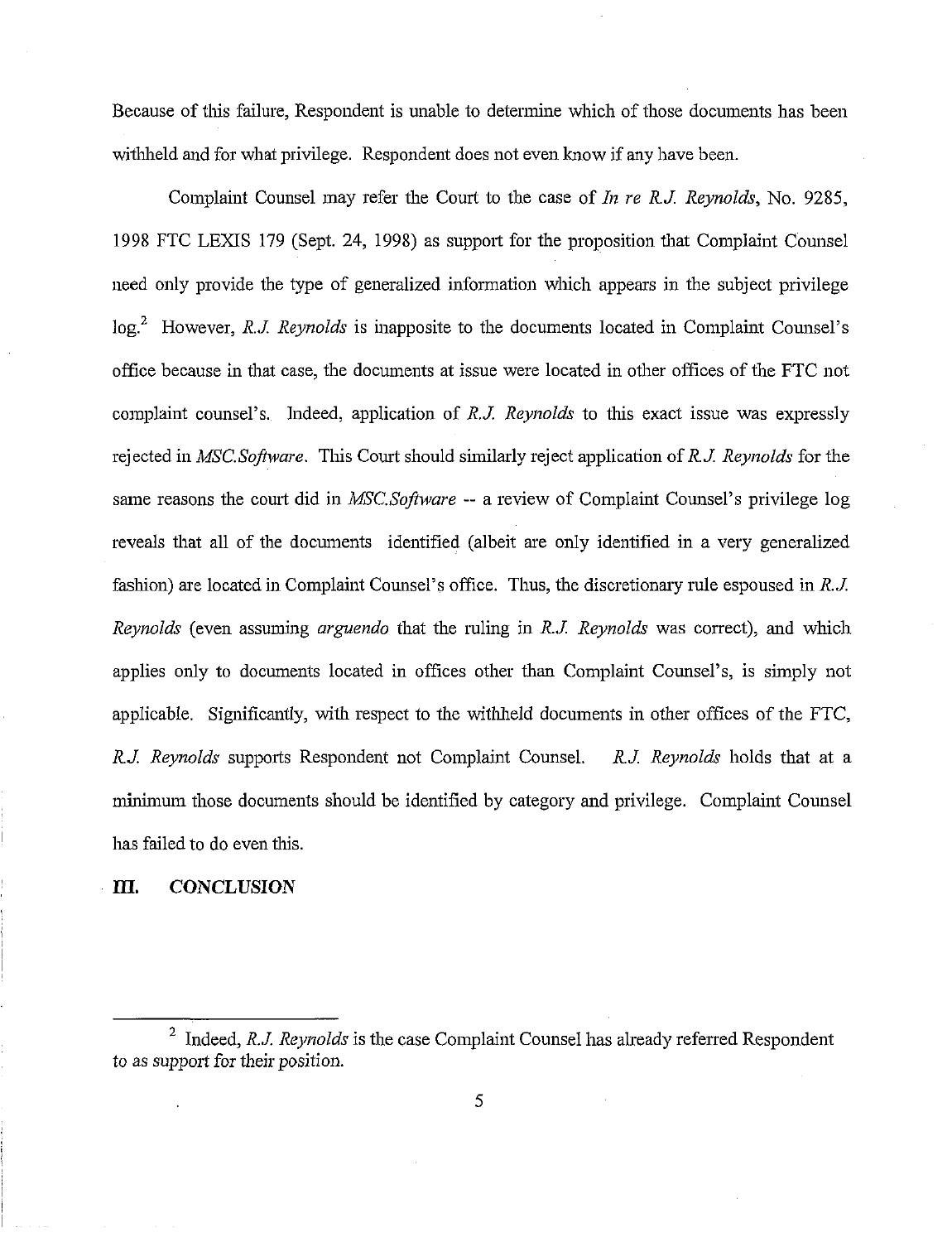Because of this failure, Respondent is unable to determine which of those documents has been withheld and for what privilege. Respondent does not even know if any have been.

Complaint Counsel may refer the Court to the case of *In re R.J. Reynolds*, No. 9285, 1998 FTC LEXIS 179 (Sept. 24, 1998) as support for the proposition that Complaint Counsel need only provide the type of generalized information which appears in the subject privilege log.[2] However, *R.J. Reynolds* is inapposite to the documents located in Complaint Counsel's office because in that case, the documents at issue were located in other offices of the FTC not complaint counsel's. Indeed, application of *R.J. Reynolds* to this exact issue was expressly rejected in *MSC.Software*. This Court should similarly reject application of *R.J. Reynolds* for the same reasons the court did in *MSC.Software* -- a review of Complaint Counsel's privilege log reveals that all of the documents identified (albeit are only identified in a very generalized fashion) are located in Complaint Counsel's office. Thus, the discretionary rule espoused in *R.J. Reynolds* (even assuming *arguendo* that the ruling in *R.J. Reynolds* was correct), and which applies only to documents located in offices other than Complaint Counsel's, is simply not applicable. Significantly, with respect to the withheld documents in other offices of the FTC, *R.J. Reynolds* supports Respondent not Complaint Counsel. *R.J. Reynolds* holds that at a minimum those documents should be identified by category and privilege. Complaint Counsel has failed to do even this.

## III. CONCLUSION

---

[2] Indeed, *R.J. Reynolds* is the case Complaint Counsel has already referred Respondent to as support for their position.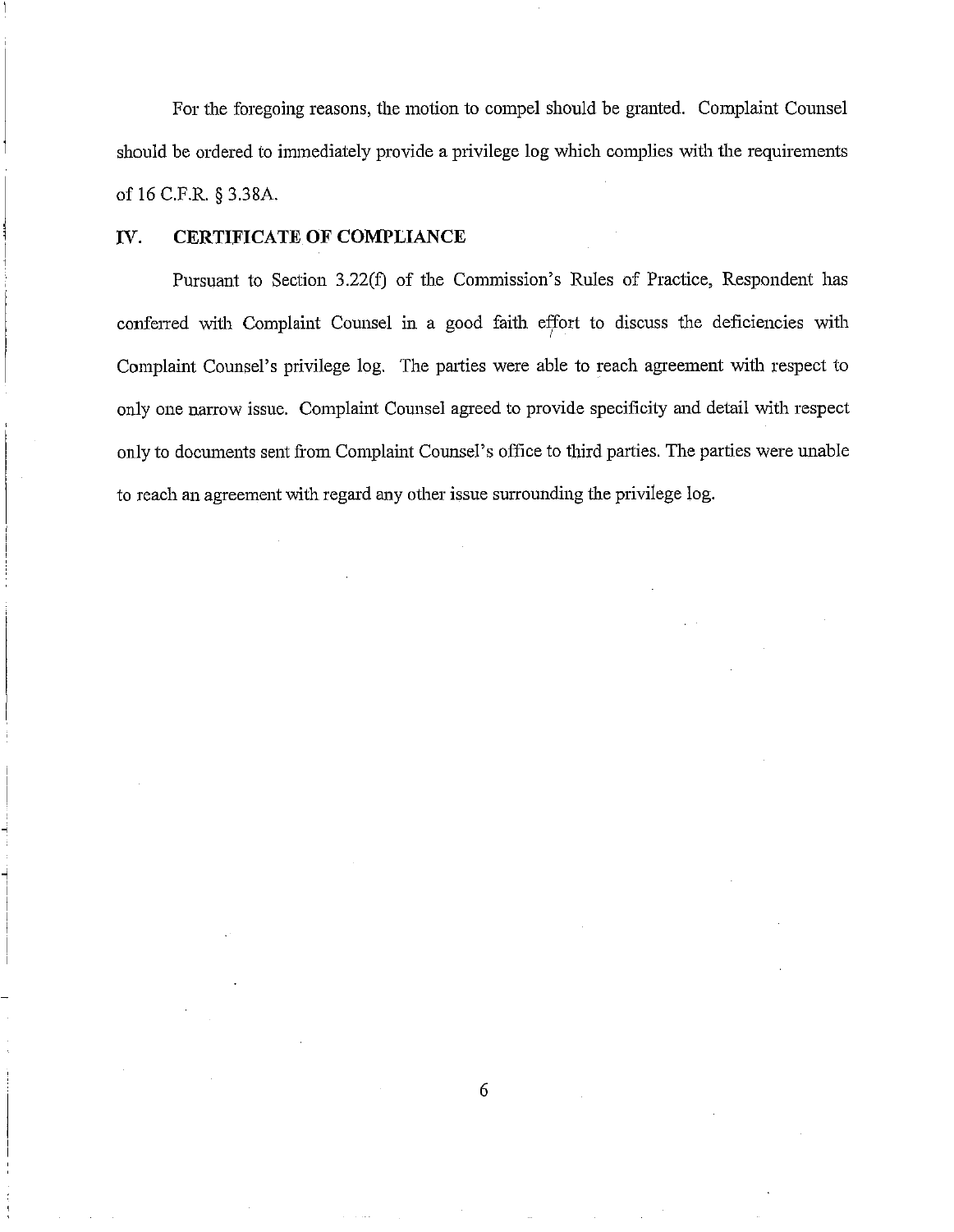For the foregoing reasons, the motion to compel should be granted. Complaint Counsel should be ordered to immediately provide a privilege log which complies with the requirements of 16 C.F.R. § 3.38A.

## IV. CERTIFICATE OF COMPLIANCE

Pursuant to Section 3.22(f) of the Commission's Rules of Practice, Respondent has conferred with Complaint Counsel in a good faith effort to discuss the deficiencies with Complaint Counsel's privilege log. The parties were able to reach agreement with respect to only one narrow issue. Complaint Counsel agreed to provide specificity and detail with respect only to documents sent from Complaint Counsel's office to third parties. The parties were unable to reach an agreement with regard any other issue surrounding the privilege log.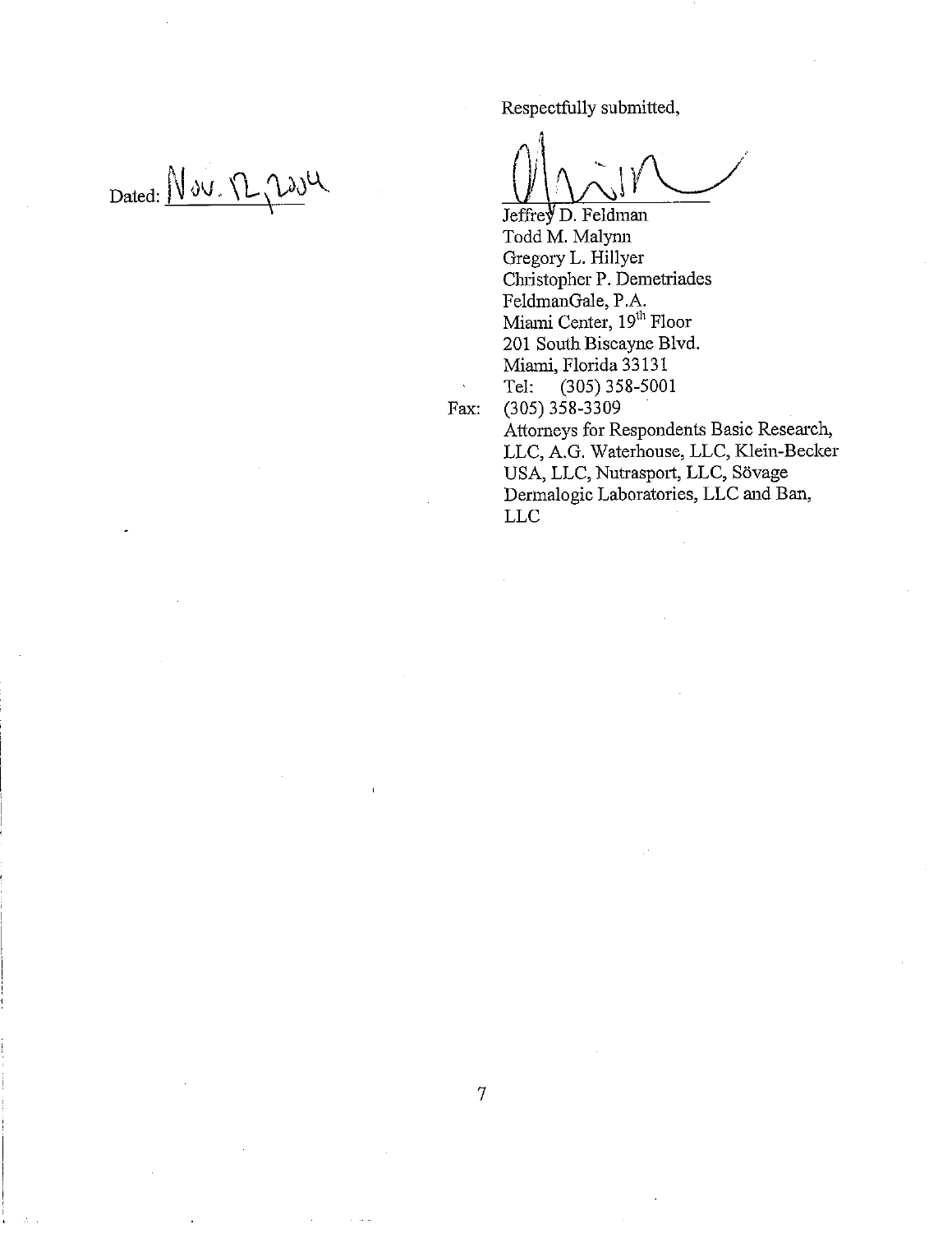Dated: Nov. 12, 2004

Respectfully submitted,

Jeffrey D. Feldman
Todd M. Malynn
Gregory L. Hillyer
Christopher P. Demetriades
FeldmanGale, P.A.
Miami Center, 19th Floor
201 South Biscayne Blvd.
Miami, Florida 33131
Tel: (305) 358-5001
Fax: (305) 358-3309
Attorneys for Respondents Basic Research, LLC, A.G. Waterhouse, LLC, Klein-Becker USA, LLC, Nutrasport, LLC, Sövage Dermalogic Laboratories, LLC and Ban, LLC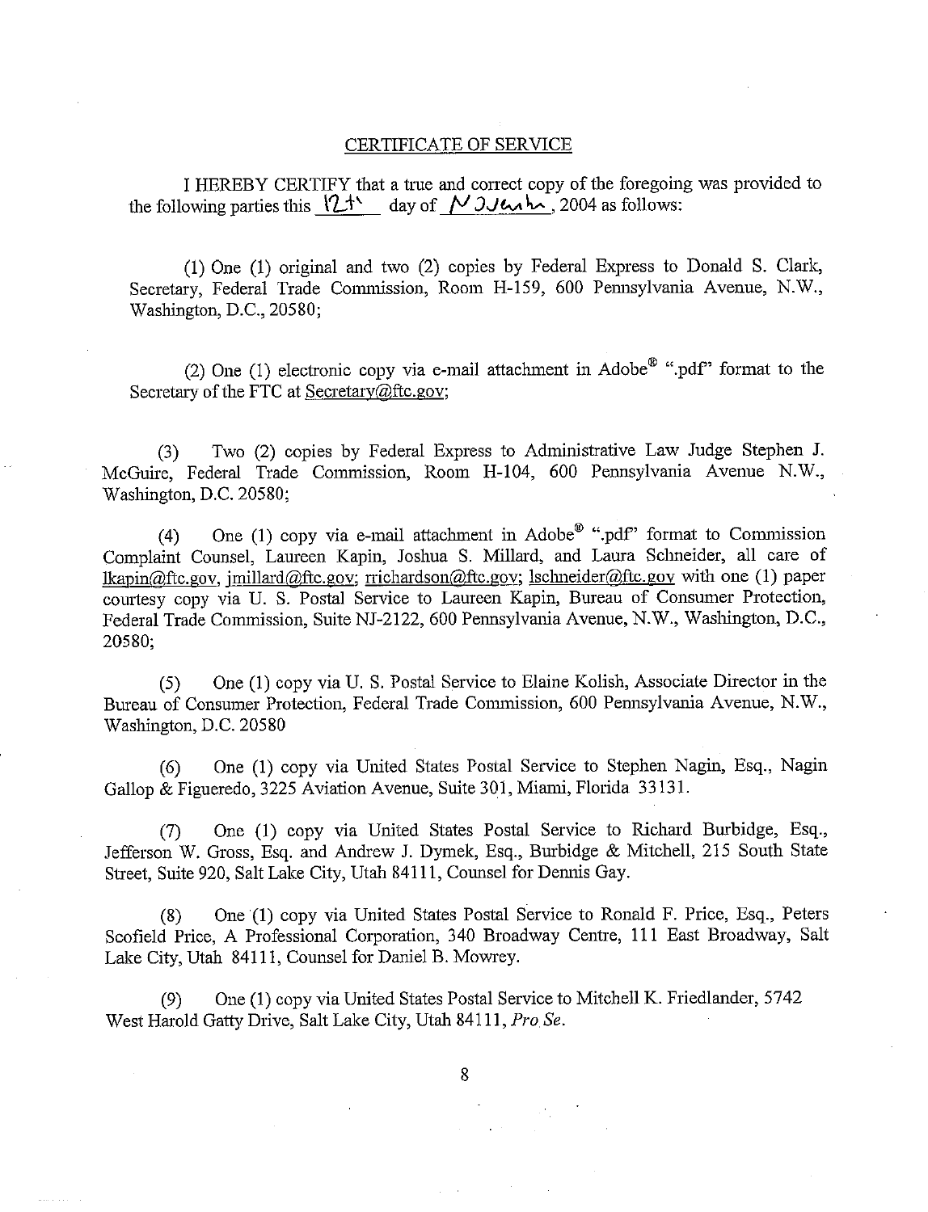## CERTIFICATE OF SERVICE

I HEREBY CERTIFY that a true and correct copy of the foregoing was provided to the following parties this 12th day of November, 2004 as follows:

(1) One (1) original and two (2) copies by Federal Express to Donald S. Clark, Secretary, Federal Trade Commission, Room H-159, 600 Pennsylvania Avenue, N.W., Washington, D.C., 20580;

(2) One (1) electronic copy via e-mail attachment in Adobe® ".pdf" format to the Secretary of the FTC at Secretary@ftc.gov;

(3) Two (2) copies by Federal Express to Administrative Law Judge Stephen J. McGuire, Federal Trade Commission, Room H-104, 600 Pennsylvania Avenue N.W., Washington, D.C. 20580;

(4) One (1) copy via e-mail attachment in Adobe® ".pdf" format to Commission Complaint Counsel, Laureen Kapin, Joshua S. Millard, and Laura Schneider, all care of lkapin@ftc.gov, jmillard@ftc.gov; rrichardson@ftc.gov; lschneider@ftc.gov with one (1) paper courtesy copy via U. S. Postal Service to Laureen Kapin, Bureau of Consumer Protection, Federal Trade Commission, Suite NJ-2122, 600 Pennsylvania Avenue, N.W., Washington, D.C., 20580;

(5) One (1) copy via U. S. Postal Service to Elaine Kolish, Associate Director in the Bureau of Consumer Protection, Federal Trade Commission, 600 Pennsylvania Avenue, N.W., Washington, D.C. 20580

(6) One (1) copy via United States Postal Service to Stephen Nagin, Esq., Nagin Gallop & Figueredo, 3225 Aviation Avenue, Suite 301, Miami, Florida 33131.

(7) One (1) copy via United States Postal Service to Richard Burbidge, Esq., Jefferson W. Gross, Esq. and Andrew J. Dymek, Esq., Burbidge & Mitchell, 215 South State Street, Suite 920, Salt Lake City, Utah 84111, Counsel for Dennis Gay.

(8) One (1) copy via United States Postal Service to Ronald F. Price, Esq., Peters Scofield Price, A Professional Corporation, 340 Broadway Centre, 111 East Broadway, Salt Lake City, Utah 84111, Counsel for Daniel B. Mowrey.

(9) One (1) copy via United States Postal Service to Mitchell K. Friedlander, 5742 West Harold Gatty Drive, Salt Lake City, Utah 84111, *Pro Se*.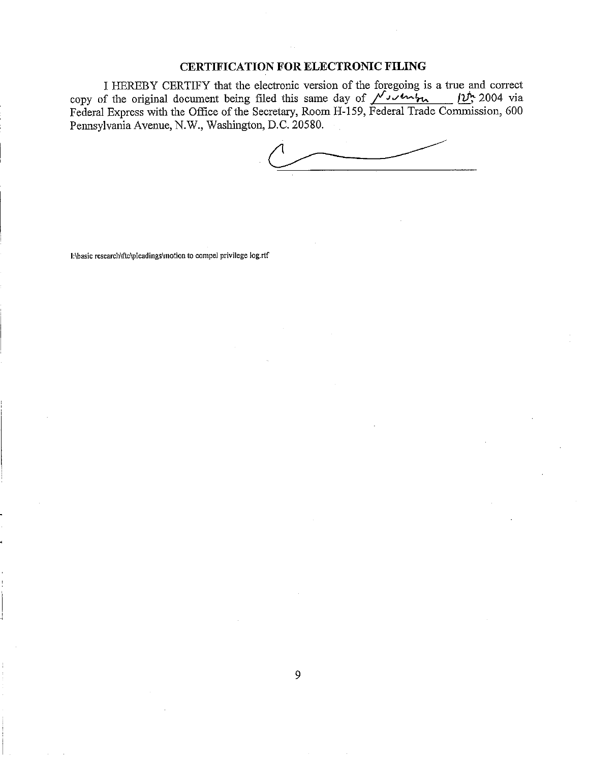## CERTIFICATION FOR ELECTRONIC FILING

I HEREBY CERTIFY that the electronic version of the foregoing is a true and correct copy of the original document being filed this same day of November 12th, 2004 via Federal Express with the Office of the Secretary, Room H-159, Federal Trade Commission, 600 Pennsylvania Avenue, N.W., Washington, D.C. 20580.

I:\basic research\ftc\pleadings\motion to compel privilege log.rtf